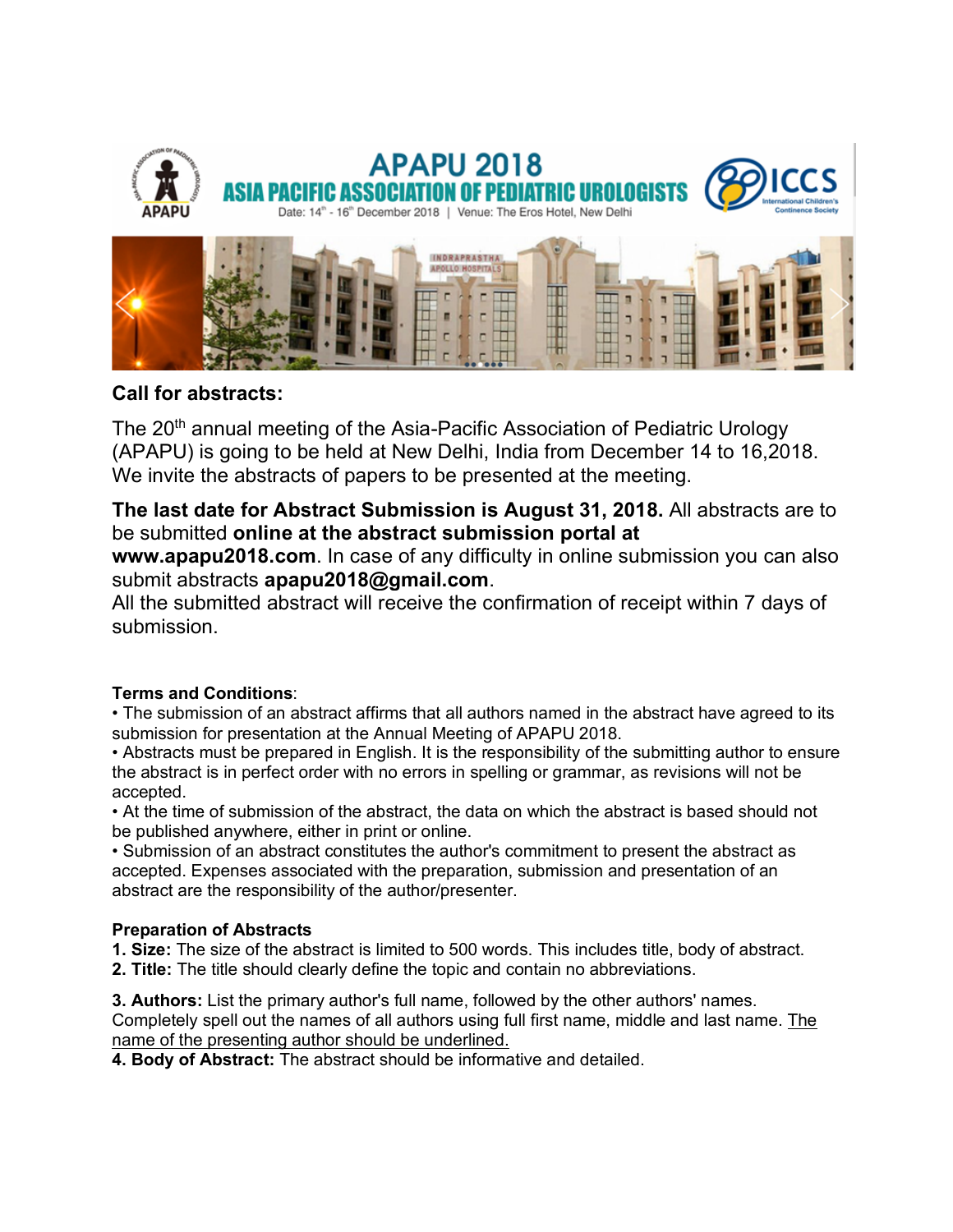# APAPU 2018

## ASIA PACIFIC ASSOCIATION OF PEDIATRIC UROLOGISTS

Date: 14th - 16th December 2018 | Venue: The Eros Hotel, New Delhi

## Call for abstracts:

The 20th annual meeting of the Asia-Pacific Association of Pediatric Urology (APAPU) is going to be held at New Delhi, India from December 14 to 16,2018. We invite the abstracts of papers to be presented at the meeting.

**The last date for Abstract Submission is August 31, 2018.** All abstracts are to be submitted **online at the abstract submission portal at www.apapu2018.com**. In case of any difficulty in online submission you can also submit abstracts **apapu2018@gmail.com**.
All the submitted abstract will receive the confirmation of receipt within 7 days of submission.

**Terms and Conditions**:

- The submission of an abstract affirms that all authors named in the abstract have agreed to its submission for presentation at the Annual Meeting of APAPU 2018.
- Abstracts must be prepared in English. It is the responsibility of the submitting author to ensure the abstract is in perfect order with no errors in spelling or grammar, as revisions will not be accepted.
- At the time of submission of the abstract, the data on which the abstract is based should not be published anywhere, either in print or online.
- Submission of an abstract constitutes the author's commitment to present the abstract as accepted. Expenses associated with the preparation, submission and presentation of an abstract are the responsibility of the author/presenter.

**Preparation of Abstracts**

1. **Size:** The size of the abstract is limited to 500 words. This includes title, body of abstract.
2. **Title:** The title should clearly define the topic and contain no abbreviations.
3. **Authors:** List the primary author's full name, followed by the other authors' names. Completely spell out the names of all authors using full first name, middle and last name. The name of the presenting author should be underlined.
4. **Body of Abstract:** The abstract should be informative and detailed.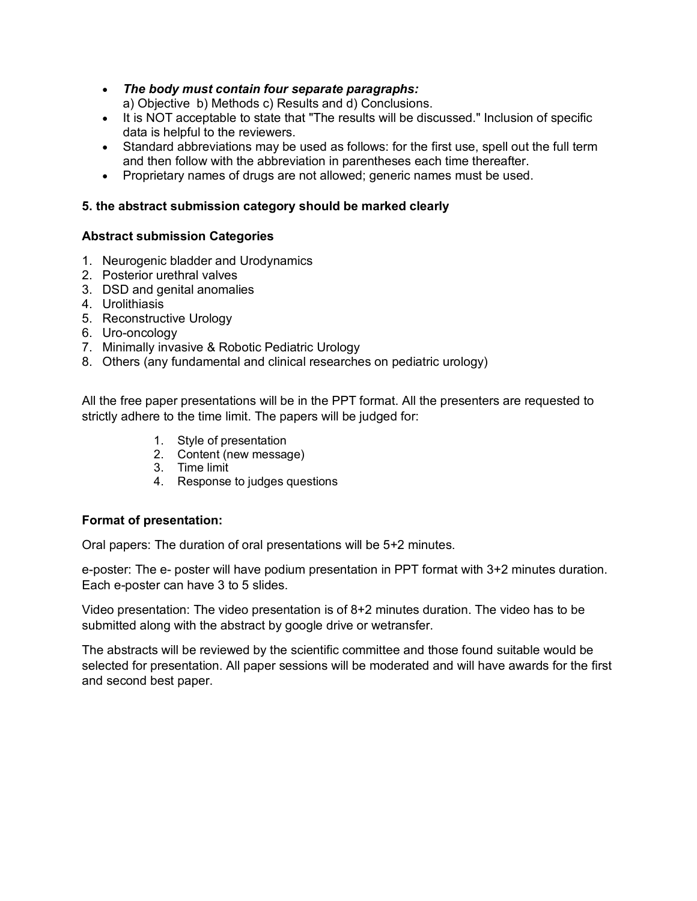- ***The body must contain four separate paragraphs:***
  a) Objective b) Methods c) Results and d) Conclusions.
- It is NOT acceptable to state that "The results will be discussed." Inclusion of specific data is helpful to the reviewers.
- Standard abbreviations may be used as follows: for the first use, spell out the full term and then follow with the abbreviation in parentheses each time thereafter.
- Proprietary names of drugs are not allowed; generic names must be used.

**5. the abstract submission category should be marked clearly**

**Abstract submission Categories**

1. Neurogenic bladder and Urodynamics
2. Posterior urethral valves
3. DSD and genital anomalies
4. Urolithiasis
5. Reconstructive Urology
6. Uro-oncology
7. Minimally invasive & Robotic Pediatric Urology
8. Others (any fundamental and clinical researches on pediatric urology)

All the free paper presentations will be in the PPT format. All the presenters are requested to strictly adhere to the time limit. The papers will be judged for:

1. Style of presentation
2. Content (new message)
3. Time limit
4. Response to judges questions

**Format of presentation:**

Oral papers: The duration of oral presentations will be 5+2 minutes.

e-poster: The e- poster will have podium presentation in PPT format with 3+2 minutes duration. Each e-poster can have 3 to 5 slides.

Video presentation: The video presentation is of 8+2 minutes duration. The video has to be submitted along with the abstract by google drive or wetransfer.

The abstracts will be reviewed by the scientific committee and those found suitable would be selected for presentation. All paper sessions will be moderated and will have awards for the first and second best paper.